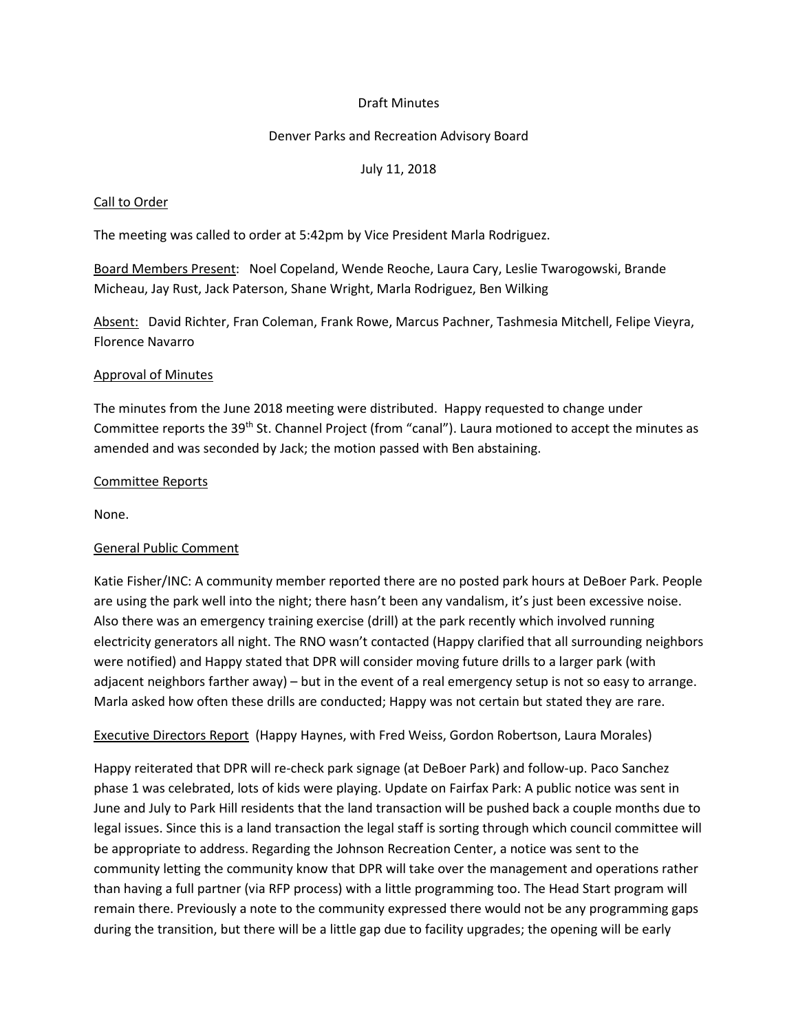Draft Minutes

Denver Parks and Recreation Advisory Board

July 11, 2018

## Call to Order

The meeting was called to order at 5:42pm by Vice President Marla Rodriguez.

Board Members Present: Noel Copeland, Wende Reoche, Laura Cary, Leslie Twarogowski, Brande Micheau, Jay Rust, Jack Paterson, Shane Wright, Marla Rodriguez, Ben Wilking

Absent: David Richter, Fran Coleman, Frank Rowe, Marcus Pachner, Tashmesia Mitchell, Felipe Vieyra, Florence Navarro

## Approval of Minutes

The minutes from the June 2018 meeting were distributed. Happy requested to change under Committee reports the 39th St. Channel Project (from "canal"). Laura motioned to accept the minutes as amended and was seconded by Jack; the motion passed with Ben abstaining.

## Committee Reports

None.

## General Public Comment

Katie Fisher/INC: A community member reported there are no posted park hours at DeBoer Park. People are using the park well into the night; there hasn't been any vandalism, it's just been excessive noise. Also there was an emergency training exercise (drill) at the park recently which involved running electricity generators all night. The RNO wasn't contacted (Happy clarified that all surrounding neighbors were notified) and Happy stated that DPR will consider moving future drills to a larger park (with adjacent neighbors farther away) – but in the event of a real emergency setup is not so easy to arrange. Marla asked how often these drills are conducted; Happy was not certain but stated they are rare.

## Executive Directors Report (Happy Haynes, with Fred Weiss, Gordon Robertson, Laura Morales)

Happy reiterated that DPR will re-check park signage (at DeBoer Park) and follow-up. Paco Sanchez phase 1 was celebrated, lots of kids were playing. Update on Fairfax Park: A public notice was sent in June and July to Park Hill residents that the land transaction will be pushed back a couple months due to legal issues. Since this is a land transaction the legal staff is sorting through which council committee will be appropriate to address. Regarding the Johnson Recreation Center, a notice was sent to the community letting the community know that DPR will take over the management and operations rather than having a full partner (via RFP process) with a little programming too. The Head Start program will remain there. Previously a note to the community expressed there would not be any programming gaps during the transition, but there will be a little gap due to facility upgrades; the opening will be early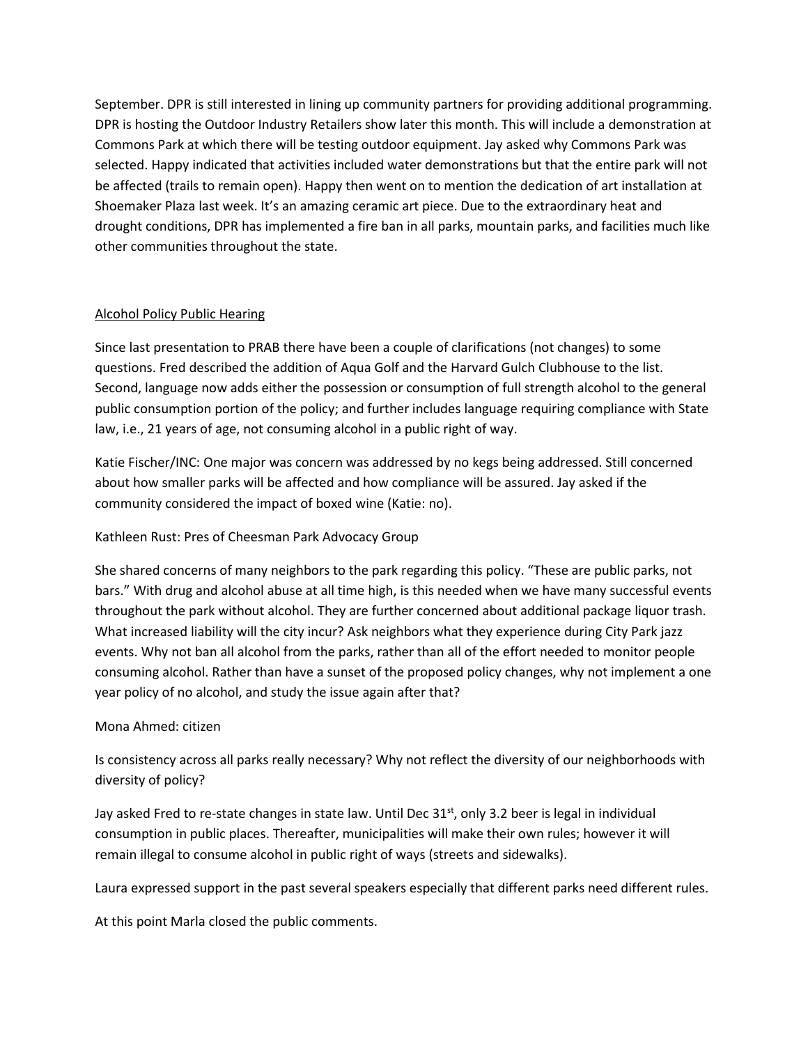September. DPR is still interested in lining up community partners for providing additional programming. DPR is hosting the Outdoor Industry Retailers show later this month. This will include a demonstration at Commons Park at which there will be testing outdoor equipment. Jay asked why Commons Park was selected. Happy indicated that activities included water demonstrations but that the entire park will not be affected (trails to remain open). Happy then went on to mention the dedication of art installation at Shoemaker Plaza last week. It's an amazing ceramic art piece. Due to the extraordinary heat and drought conditions, DPR has implemented a fire ban in all parks, mountain parks, and facilities much like other communities throughout the state.

<u>Alcohol Policy Public Hearing</u>

Since last presentation to PRAB there have been a couple of clarifications (not changes) to some questions. Fred described the addition of Aqua Golf and the Harvard Gulch Clubhouse to the list. Second, language now adds either the possession or consumption of full strength alcohol to the general public consumption portion of the policy; and further includes language requiring compliance with State law, i.e., 21 years of age, not consuming alcohol in a public right of way.

Katie Fischer/INC: One major was concern was addressed by no kegs being addressed. Still concerned about how smaller parks will be affected and how compliance will be assured. Jay asked if the community considered the impact of boxed wine (Katie: no).

Kathleen Rust: Pres of Cheesman Park Advocacy Group

She shared concerns of many neighbors to the park regarding this policy. "These are public parks, not bars." With drug and alcohol abuse at all time high, is this needed when we have many successful events throughout the park without alcohol. They are further concerned about additional package liquor trash. What increased liability will the city incur? Ask neighbors what they experience during City Park jazz events. Why not ban all alcohol from the parks, rather than all of the effort needed to monitor people consuming alcohol. Rather than have a sunset of the proposed policy changes, why not implement a one year policy of no alcohol, and study the issue again after that?

Mona Ahmed: citizen

Is consistency across all parks really necessary? Why not reflect the diversity of our neighborhoods with diversity of policy?

Jay asked Fred to re-state changes in state law. Until Dec 31st, only 3.2 beer is legal in individual consumption in public places. Thereafter, municipalities will make their own rules; however it will remain illegal to consume alcohol in public right of ways (streets and sidewalks).

Laura expressed support in the past several speakers especially that different parks need different rules.

At this point Marla closed the public comments.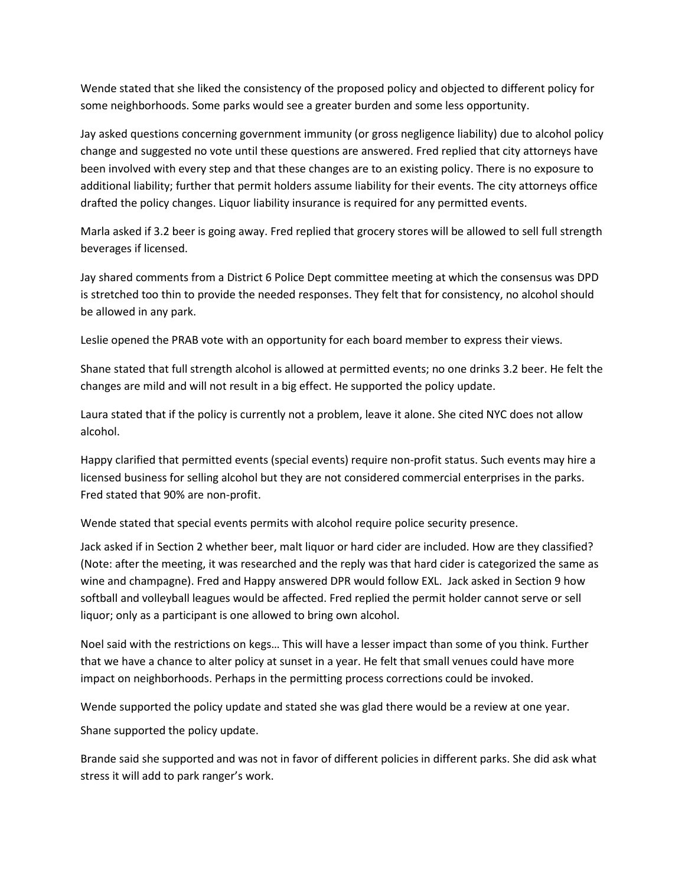Wende stated that she liked the consistency of the proposed policy and objected to different policy for some neighborhoods. Some parks would see a greater burden and some less opportunity.

Jay asked questions concerning government immunity (or gross negligence liability) due to alcohol policy change and suggested no vote until these questions are answered. Fred replied that city attorneys have been involved with every step and that these changes are to an existing policy. There is no exposure to additional liability; further that permit holders assume liability for their events. The city attorneys office drafted the policy changes. Liquor liability insurance is required for any permitted events.

Marla asked if 3.2 beer is going away. Fred replied that grocery stores will be allowed to sell full strength beverages if licensed.

Jay shared comments from a District 6 Police Dept committee meeting at which the consensus was DPD is stretched too thin to provide the needed responses. They felt that for consistency, no alcohol should be allowed in any park.

Leslie opened the PRAB vote with an opportunity for each board member to express their views.

Shane stated that full strength alcohol is allowed at permitted events; no one drinks 3.2 beer. He felt the changes are mild and will not result in a big effect. He supported the policy update.

Laura stated that if the policy is currently not a problem, leave it alone. She cited NYC does not allow alcohol.

Happy clarified that permitted events (special events) require non-profit status. Such events may hire a licensed business for selling alcohol but they are not considered commercial enterprises in the parks. Fred stated that 90% are non-profit.

Wende stated that special events permits with alcohol require police security presence.

Jack asked if in Section 2 whether beer, malt liquor or hard cider are included. How are they classified? (Note: after the meeting, it was researched and the reply was that hard cider is categorized the same as wine and champagne). Fred and Happy answered DPR would follow EXL. Jack asked in Section 9 how softball and volleyball leagues would be affected. Fred replied the permit holder cannot serve or sell liquor; only as a participant is one allowed to bring own alcohol.

Noel said with the restrictions on kegs… This will have a lesser impact than some of you think. Further that we have a chance to alter policy at sunset in a year. He felt that small venues could have more impact on neighborhoods. Perhaps in the permitting process corrections could be invoked.

Wende supported the policy update and stated she was glad there would be a review at one year.

Shane supported the policy update.

Brande said she supported and was not in favor of different policies in different parks. She did ask what stress it will add to park ranger's work.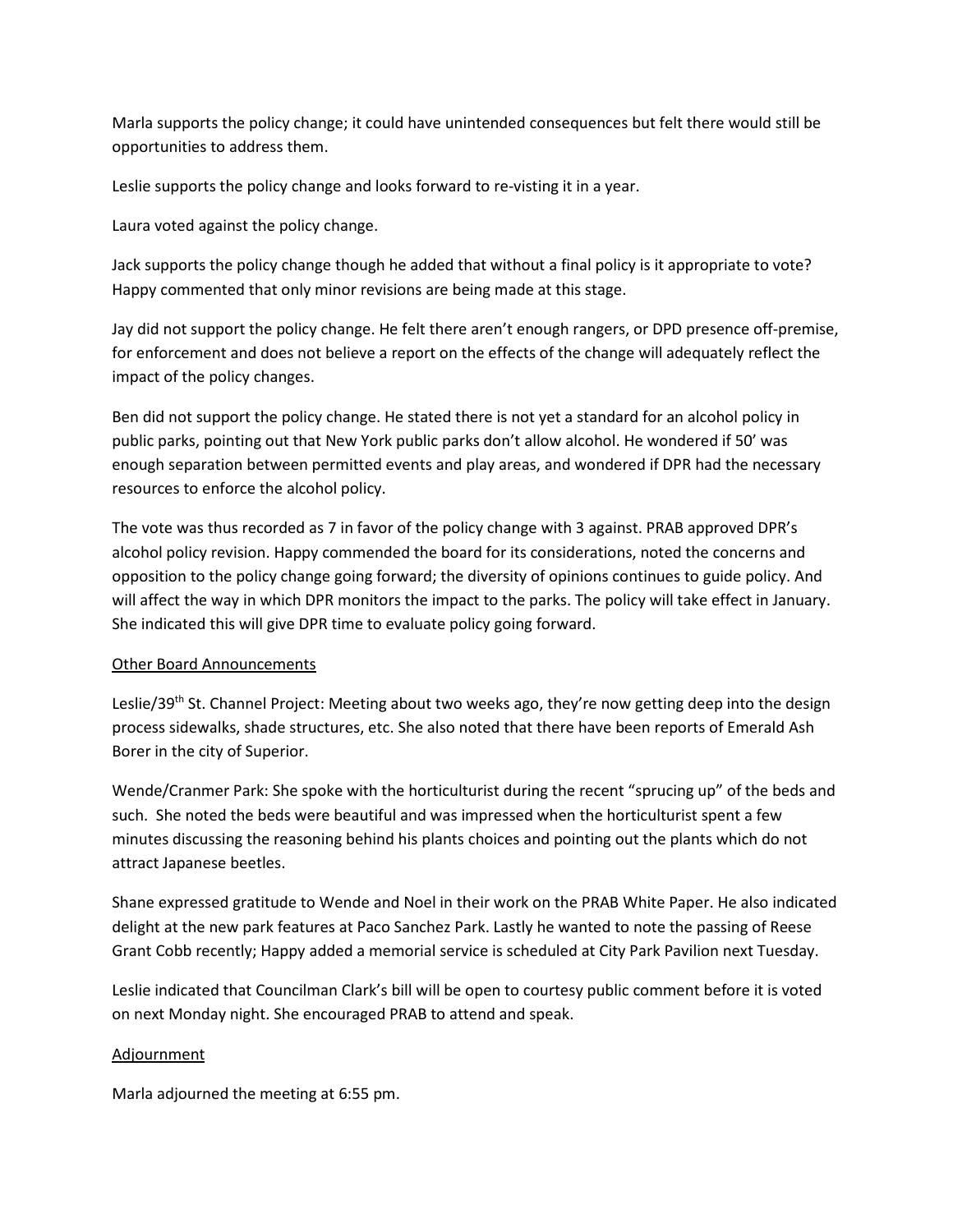Marla supports the policy change; it could have unintended consequences but felt there would still be opportunities to address them.

Leslie supports the policy change and looks forward to re-visting it in a year.

Laura voted against the policy change.

Jack supports the policy change though he added that without a final policy is it appropriate to vote? Happy commented that only minor revisions are being made at this stage.

Jay did not support the policy change. He felt there aren't enough rangers, or DPD presence off-premise, for enforcement and does not believe a report on the effects of the change will adequately reflect the impact of the policy changes.

Ben did not support the policy change. He stated there is not yet a standard for an alcohol policy in public parks, pointing out that New York public parks don't allow alcohol. He wondered if 50' was enough separation between permitted events and play areas, and wondered if DPR had the necessary resources to enforce the alcohol policy.

The vote was thus recorded as 7 in favor of the policy change with 3 against. PRAB approved DPR's alcohol policy revision. Happy commended the board for its considerations, noted the concerns and opposition to the policy change going forward; the diversity of opinions continues to guide policy. And will affect the way in which DPR monitors the impact to the parks. The policy will take effect in January. She indicated this will give DPR time to evaluate policy going forward.

<u>Other Board Announcements</u>

Leslie/39th St. Channel Project: Meeting about two weeks ago, they're now getting deep into the design process sidewalks, shade structures, etc. She also noted that there have been reports of Emerald Ash Borer in the city of Superior.

Wende/Cranmer Park: She spoke with the horticulturist during the recent "sprucing up" of the beds and such. She noted the beds were beautiful and was impressed when the horticulturist spent a few minutes discussing the reasoning behind his plants choices and pointing out the plants which do not attract Japanese beetles.

Shane expressed gratitude to Wende and Noel in their work on the PRAB White Paper. He also indicated delight at the new park features at Paco Sanchez Park. Lastly he wanted to note the passing of Reese Grant Cobb recently; Happy added a memorial service is scheduled at City Park Pavilion next Tuesday.

Leslie indicated that Councilman Clark's bill will be open to courtesy public comment before it is voted on next Monday night. She encouraged PRAB to attend and speak.

<u>Adjournment</u>

Marla adjourned the meeting at 6:55 pm.